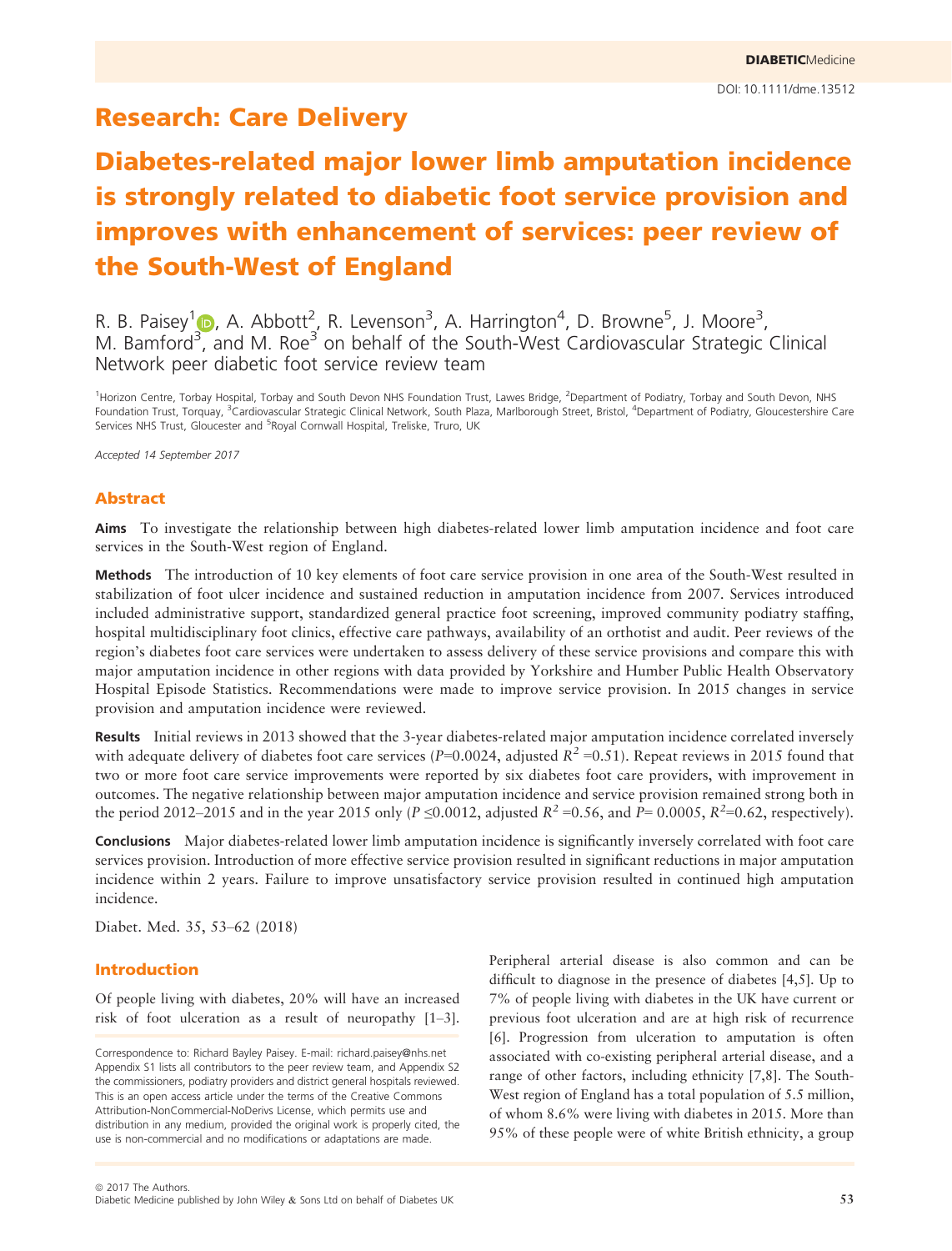DOI: 10.1111/dme.13512

## Research: Care Delivery

# Diabetes-related major lower limb amputation incidence is strongly related to diabetic foot service provision and improves with enhancement of services: peer review of the South-West of England

R. B. Paisey[1], A. Abbott[2], R. Levenson[3], A. Harrington[4], D. Browne[5], J. Moore[3], M. Bamford[3], and M. Roe[3] on behalf of the South-West Cardiovascular Strategic Clinical Network peer diabetic foot service review team

[1]Horizon Centre, Torbay Hospital, Torbay and South Devon NHS Foundation Trust, Lawes Bridge, [2]Department of Podiatry, Torbay and South Devon, NHS Foundation Trust, Torquay, [3]Cardiovascular Strategic Clinical Network, South Plaza, Marlborough Street, Bristol, [4]Department of Podiatry, Gloucestershire Care Services NHS Trust, Gloucester and [5]Royal Cornwall Hospital, Treliske, Truro, UK

*Accepted 14 September 2017*

## Abstract

**Aims** To investigate the relationship between high diabetes-related lower limb amputation incidence and foot care services in the South-West region of England.

**Methods** The introduction of 10 key elements of foot care service provision in one area of the South-West resulted in stabilization of foot ulcer incidence and sustained reduction in amputation incidence from 2007. Services introduced included administrative support, standardized general practice foot screening, improved community podiatry staffing, hospital multidisciplinary foot clinics, effective care pathways, availability of an orthotist and audit. Peer reviews of the region's diabetes foot care services were undertaken to assess delivery of these service provisions and compare this with major amputation incidence in other regions with data provided by Yorkshire and Humber Public Health Observatory Hospital Episode Statistics. Recommendations were made to improve service provision. In 2015 changes in service provision and amputation incidence were reviewed.

**Results** Initial reviews in 2013 showed that the 3-year diabetes-related major amputation incidence correlated inversely with adequate delivery of diabetes foot care services ($P$=0.0024, adjusted $R^2$ =0.51). Repeat reviews in 2015 found that two or more foot care service improvements were reported by six diabetes foot care providers, with improvement in outcomes. The negative relationship between major amputation incidence and service provision remained strong both in the period 2012–2015 and in the year 2015 only ($P \leq 0.0012$, adjusted $R^2$ =0.56, and $P$= 0.0005, $R^2$=0.62, respectively).

**Conclusions** Major diabetes-related lower limb amputation incidence is significantly inversely correlated with foot care services provision. Introduction of more effective service provision resulted in significant reductions in major amputation incidence within 2 years. Failure to improve unsatisfactory service provision resulted in continued high amputation incidence.

Diabet. Med. 35, 53–62 (2018)

## Introduction

Of people living with diabetes, 20% will have an increased risk of foot ulceration as a result of neuropathy [1–3]. Peripheral arterial disease is also common and can be difficult to diagnose in the presence of diabetes [4,5]. Up to 7% of people living with diabetes in the UK have current or previous foot ulceration and are at high risk of recurrence [6]. Progression from ulceration to amputation is often associated with co-existing peripheral arterial disease, and a range of other factors, including ethnicity [7,8]. The South-West region of England has a total population of 5.5 million, of whom 8.6% were living with diabetes in 2015. More than 95% of these people were of white British ethnicity, a group

Correspondence to: Richard Bayley Paisey. E-mail: richard.paisey@nhs.net
Appendix S1 lists all contributors to the peer review team, and Appendix S2 the commissioners, podiatry providers and district general hospitals reviewed.
This is an open access article under the terms of the Creative Commons Attribution-NonCommercial-NoDerivs License, which permits use and distribution in any medium, provided the original work is properly cited, the use is non-commercial and no modifications or adaptations are made.

© 2017 The Authors.
Diabetic Medicine published by John Wiley & Sons Ltd on behalf of Diabetes UK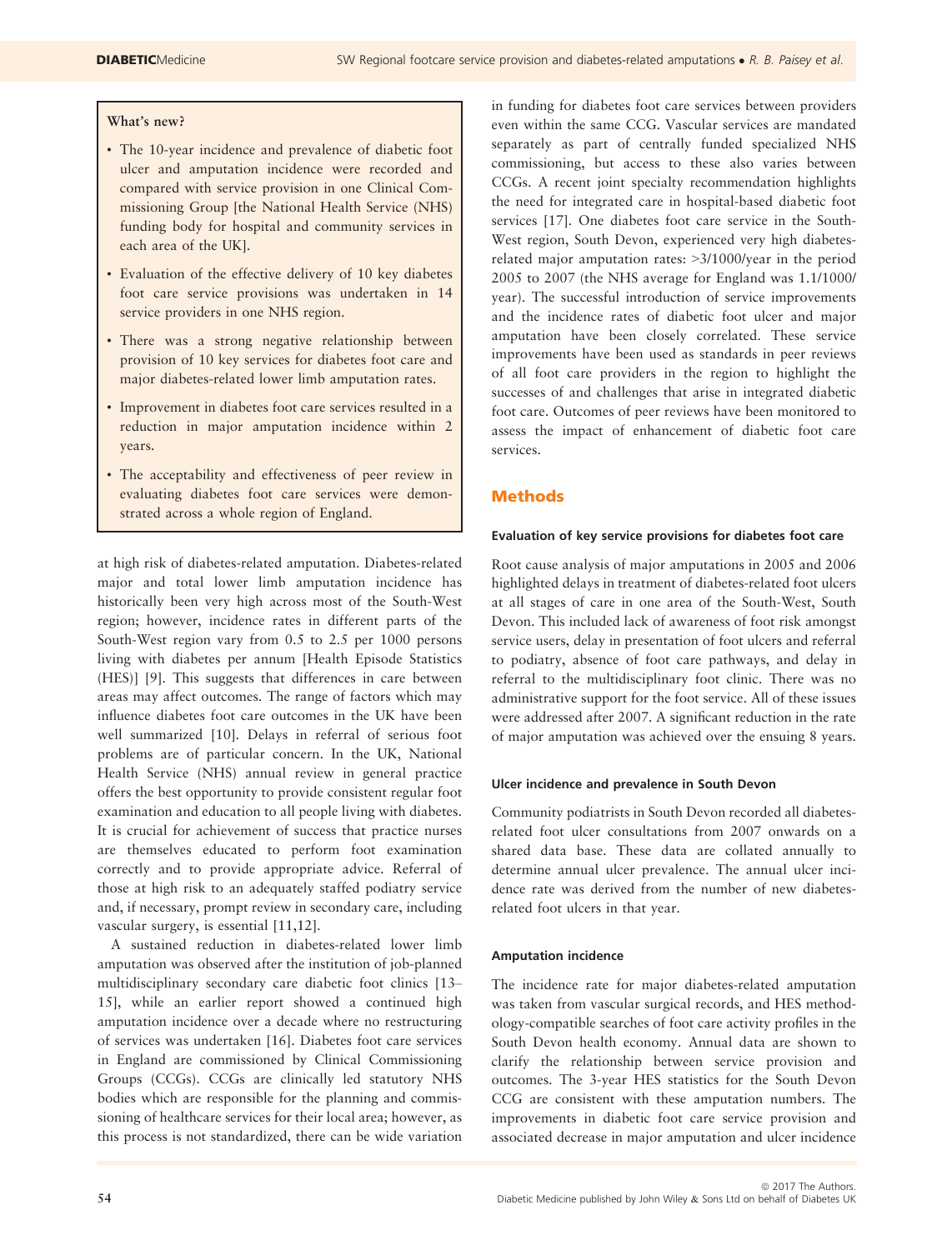**What's new?**

- The 10-year incidence and prevalence of diabetic foot ulcer and amputation incidence were recorded and compared with service provision in one Clinical Commissioning Group [the National Health Service (NHS) funding body for hospital and community services in each area of the UK].
- Evaluation of the effective delivery of 10 key diabetes foot care service provisions was undertaken in 14 service providers in one NHS region.
- There was a strong negative relationship between provision of 10 key services for diabetes foot care and major diabetes-related lower limb amputation rates.
- Improvement in diabetes foot care services resulted in a reduction in major amputation incidence within 2 years.
- The acceptability and effectiveness of peer review in evaluating diabetes foot care services were demonstrated across a whole region of England.

at high risk of diabetes-related amputation. Diabetes-related major and total lower limb amputation incidence has historically been very high across most of the South-West region; however, incidence rates in different parts of the South-West region vary from 0.5 to 2.5 per 1000 persons living with diabetes per annum [Health Episode Statistics (HES)] [9]. This suggests that differences in care between areas may affect outcomes. The range of factors which may influence diabetes foot care outcomes in the UK have been well summarized [10]. Delays in referral of serious foot problems are of particular concern. In the UK, National Health Service (NHS) annual review in general practice offers the best opportunity to provide consistent regular foot examination and education to all people living with diabetes. It is crucial for achievement of success that practice nurses are themselves educated to perform foot examination correctly and to provide appropriate advice. Referral of those at high risk to an adequately staffed podiatry service and, if necessary, prompt review in secondary care, including vascular surgery, is essential [11,12].

A sustained reduction in diabetes-related lower limb amputation was observed after the institution of job-planned multidisciplinary secondary care diabetic foot clinics [13–15], while an earlier report showed a continued high amputation incidence over a decade where no restructuring of services was undertaken [16]. Diabetes foot care services in England are commissioned by Clinical Commissioning Groups (CCGs). CCGs are clinically led statutory NHS bodies which are responsible for the planning and commissioning of healthcare services for their local area; however, as this process is not standardized, there can be wide variation in funding for diabetes foot care services between providers even within the same CCG. Vascular services are mandated separately as part of centrally funded specialized NHS commissioning, but access to these also varies between CCGs. A recent joint specialty recommendation highlights the need for integrated care in hospital-based diabetic foot services [17]. One diabetes foot care service in the South-West region, South Devon, experienced very high diabetes-related major amputation rates: >3/1000/year in the period 2005 to 2007 (the NHS average for England was 1.1/1000/year). The successful introduction of service improvements and the incidence rates of diabetic foot ulcer and major amputation have been closely correlated. These service improvements have been used as standards in peer reviews of all foot care providers in the region to highlight the successes of and challenges that arise in integrated diabetic foot care. Outcomes of peer reviews have been monitored to assess the impact of enhancement of diabetic foot care services.

## Methods

### Evaluation of key service provisions for diabetes foot care

Root cause analysis of major amputations in 2005 and 2006 highlighted delays in treatment of diabetes-related foot ulcers at all stages of care in one area of the South-West, South Devon. This included lack of awareness of foot risk amongst service users, delay in presentation of foot ulcers and referral to podiatry, absence of foot care pathways, and delay in referral to the multidisciplinary foot clinic. There was no administrative support for the foot service. All of these issues were addressed after 2007. A significant reduction in the rate of major amputation was achieved over the ensuing 8 years.

### Ulcer incidence and prevalence in South Devon

Community podiatrists in South Devon recorded all diabetes-related foot ulcer consultations from 2007 onwards on a shared data base. These data are collated annually to determine annual ulcer prevalence. The annual ulcer incidence rate was derived from the number of new diabetes-related foot ulcers in that year.

### Amputation incidence

The incidence rate for major diabetes-related amputation was taken from vascular surgical records, and HES methodology-compatible searches of foot care activity profiles in the South Devon health economy. Annual data are shown to clarify the relationship between service provision and outcomes. The 3-year HES statistics for the South Devon CCG are consistent with these amputation numbers. The improvements in diabetic foot care service provision and associated decrease in major amputation and ulcer incidence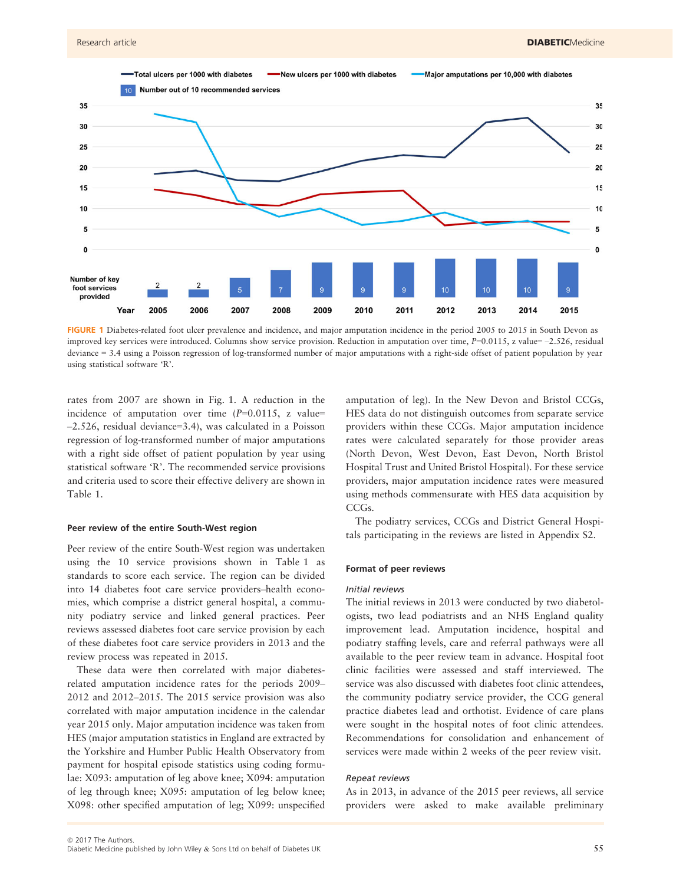FIGURE 1 Diabetes-related foot ulcer prevalence and incidence, and major amputation incidence in the period 2005 to 2015 in South Devon as improved key services were introduced. Columns show service provision. Reduction in amputation over time, $P$=0.0115, z value= –2.526, residual deviance = 3.4 using a Poisson regression of log-transformed number of major amputations with a right-side offset of patient population by year using statistical software 'R'.

rates from 2007 are shown in Fig. 1. A reduction in the incidence of amputation over time ($P$=0.0115, z value= –2.526, residual deviance=3.4), was calculated in a Poisson regression of log-transformed number of major amputations with a right side offset of patient population by year using statistical software 'R'. The recommended service provisions and criteria used to score their effective delivery are shown in Table 1.

### Peer review of the entire South-West region

Peer review of the entire South-West region was undertaken using the 10 service provisions shown in Table 1 as standards to score each service. The region can be divided into 14 diabetes foot care service providers–health economies, which comprise a district general hospital, a community podiatry service and linked general practices. Peer reviews assessed diabetes foot care service provision by each of these diabetes foot care service providers in 2013 and the review process was repeated in 2015.

These data were then correlated with major diabetes-related amputation incidence rates for the periods 2009–2012 and 2012–2015. The 2015 service provision was also correlated with major amputation incidence in the calendar year 2015 only. Major amputation incidence was taken from HES (major amputation statistics in England are extracted by the Yorkshire and Humber Public Health Observatory from payment for hospital episode statistics using coding formulae: X093: amputation of leg above knee; X094: amputation of leg through knee; X095: amputation of leg below knee; X098: other specified amputation of leg; X099: unspecified amputation of leg). In the New Devon and Bristol CCGs, HES data do not distinguish outcomes from separate service providers within these CCGs. Major amputation incidence rates were calculated separately for those provider areas (North Devon, West Devon, East Devon, North Bristol Hospital Trust and United Bristol Hospital). For these service providers, major amputation incidence rates were measured using methods commensurate with HES data acquisition by CCGs.

The podiatry services, CCGs and District General Hospitals participating in the reviews are listed in Appendix S2.

### Format of peer reviews

#### *Initial reviews*

The initial reviews in 2013 were conducted by two diabetologists, two lead podiatrists and an NHS England quality improvement lead. Amputation incidence, hospital and podiatry staffing levels, care and referral pathways were all available to the peer review team in advance. Hospital foot clinic facilities were assessed and staff interviewed. The service was also discussed with diabetes foot clinic attendees, the community podiatry service provider, the CCG general practice diabetes lead and orthotist. Evidence of care plans were sought in the hospital notes of foot clinic attendees. Recommendations for consolidation and enhancement of services were made within 2 weeks of the peer review visit.

#### *Repeat reviews*

As in 2013, in advance of the 2015 peer reviews, all service providers were asked to make available preliminary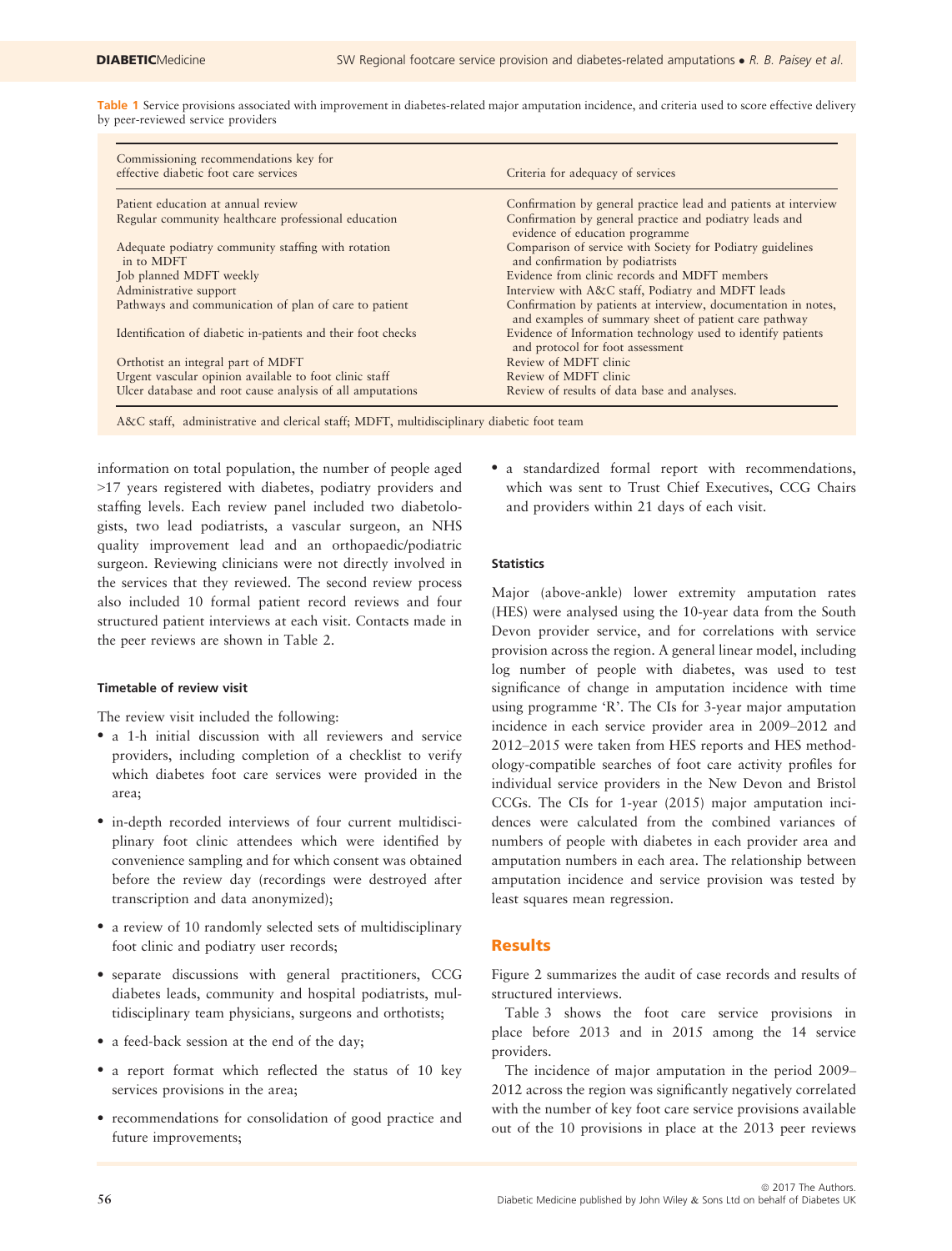Table 1 Service provisions associated with improvement in diabetes-related major amputation incidence, and criteria used to score effective delivery by peer-reviewed service providers

| Commissioning recommendations key for effective diabetic foot care services | Criteria for adequacy of services |
|---|---|
| Patient education at annual review | Confirmation by general practice lead and patients at interview |
| Regular community healthcare professional education | Confirmation by general practice and podiatry leads and evidence of education programme |
| Adequate podiatry community staffing with rotation in to MDFT | Comparison of service with Society for Podiatry guidelines and confirmation by podiatrists |
| Job planned MDFT weekly | Evidence from clinic records and MDFT members |
| Administrative support | Interview with A&C staff, Podiatry and MDFT leads |
| Pathways and communication of plan of care to patient | Confirmation by patients at interview, documentation in notes, and examples of summary sheet of patient care pathway |
| Identification of diabetic in-patients and their foot checks | Evidence of Information technology used to identify patients and protocol for foot assessment |
| Orthotist an integral part of MDFT | Review of MDFT clinic |
| Urgent vascular opinion available to foot clinic staff | Review of MDFT clinic |
| Ulcer database and root cause analysis of all amputations | Review of results of data base and analyses. |

A&C staff, administrative and clerical staff; MDFT, multidisciplinary diabetic foot team

information on total population, the number of people aged >17 years registered with diabetes, podiatry providers and staffing levels. Each review panel included two diabetologists, two lead podiatrists, a vascular surgeon, an NHS quality improvement lead and an orthopaedic/podiatric surgeon. Reviewing clinicians were not directly involved in the services that they reviewed. The second review process also included 10 formal patient record reviews and four structured patient interviews at each visit. Contacts made in the peer reviews are shown in Table 2.

#### Timetable of review visit

The review visit included the following:

- a 1-h initial discussion with all reviewers and service providers, including completion of a checklist to verify which diabetes foot care services were provided in the area;
- in-depth recorded interviews of four current multidisciplinary foot clinic attendees which were identified by convenience sampling and for which consent was obtained before the review day (recordings were destroyed after transcription and data anonymized);
- a review of 10 randomly selected sets of multidisciplinary foot clinic and podiatry user records;
- separate discussions with general practitioners, CCG diabetes leads, community and hospital podiatrists, multidisciplinary team physicians, surgeons and orthotists;
- a feed-back session at the end of the day;
- a report format which reflected the status of 10 key services provisions in the area;
- recommendations for consolidation of good practice and future improvements;
- a standardized formal report with recommendations, which was sent to Trust Chief Executives, CCG Chairs and providers within 21 days of each visit.

#### Statistics

Major (above-ankle) lower extremity amputation rates (HES) were analysed using the 10-year data from the South Devon provider service, and for correlations with service provision across the region. A general linear model, including log number of people with diabetes, was used to test significance of change in amputation incidence with time using programme 'R'. The CIs for 3-year major amputation incidence in each service provider area in 2009–2012 and 2012–2015 were taken from HES reports and HES methodology-compatible searches of foot care activity profiles for individual service providers in the New Devon and Bristol CCGs. The CIs for 1-year (2015) major amputation incidences were calculated from the combined variances of numbers of people with diabetes in each provider area and amputation numbers in each area. The relationship between amputation incidence and service provision was tested by least squares mean regression.

## Results

Figure 2 summarizes the audit of case records and results of structured interviews.

Table 3 shows the foot care service provisions in place before 2013 and in 2015 among the 14 service providers.

The incidence of major amputation in the period 2009–2012 across the region was significantly negatively correlated with the number of key foot care service provisions available out of the 10 provisions in place at the 2013 peer reviews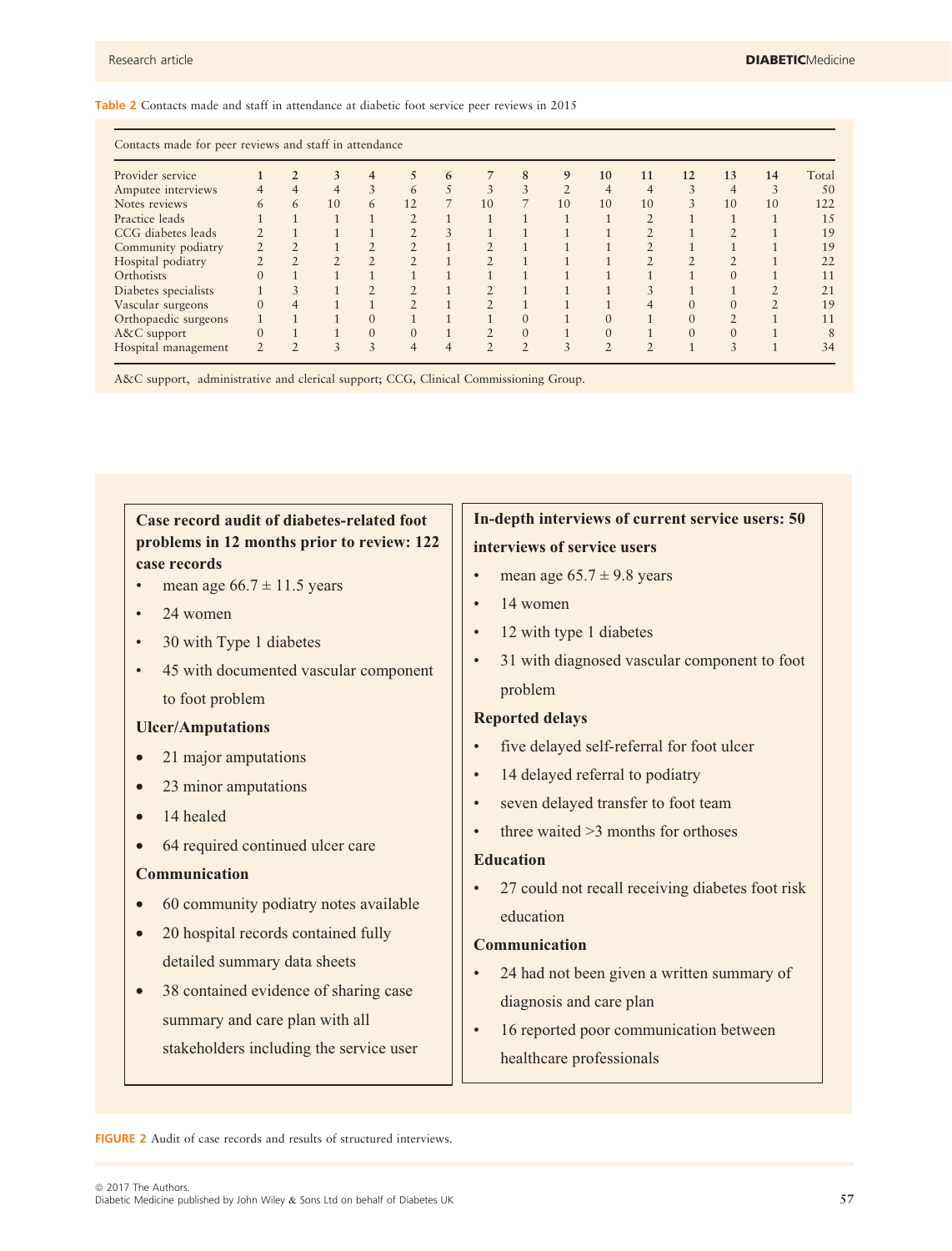**Table 2** Contacts made and staff in attendance at diabetic foot service peer reviews in 2015

| Contacts made for peer reviews and staff in attendance | | | | | | | | | | | | | | | |
|---|---|---|---|---|---|---|---|---|---|---|---|---|---|---|---|
| Provider service | 1 | 2 | 3 | 4 | 5 | 6 | 7 | 8 | 9 | 10 | 11 | 12 | 13 | 14 | Total |
| Amputee interviews | 4 | 4 | 4 | 3 | 6 | 5 | 3 | 3 | 2 | 4 | 4 | 3 | 4 | 3 | 50 |
| Notes reviews | 6 | 6 | 10 | 6 | 12 | 7 | 10 | 7 | 10 | 10 | 10 | 3 | 10 | 10 | 122 |
| Practice leads | 1 | 1 | 1 | 1 | 2 | 1 | 1 | 1 | 1 | 1 | 2 | 1 | 1 | 1 | 15 |
| CCG diabetes leads | 2 | 1 | 1 | 1 | 2 | 3 | 1 | 1 | 1 | 1 | 2 | 1 | 2 | 1 | 19 |
| Community podiatry | 2 | 2 | 1 | 2 | 2 | 1 | 2 | 1 | 1 | 1 | 2 | 1 | 1 | 1 | 19 |
| Hospital podiatry | 2 | 2 | 2 | 2 | 2 | 1 | 2 | 1 | 1 | 1 | 2 | 2 | 2 | 1 | 22 |
| Orthotists | 0 | 1 | 1 | 1 | 1 | 1 | 1 | 1 | 1 | 1 | 1 | 1 | 0 | 1 | 11 |
| Diabetes specialists | 1 | 3 | 1 | 2 | 2 | 1 | 2 | 1 | 1 | 1 | 3 | 1 | 1 | 2 | 21 |
| Vascular surgeons | 0 | 4 | 1 | 1 | 2 | 1 | 2 | 1 | 1 | 1 | 4 | 0 | 0 | 2 | 19 |
| Orthopaedic surgeons | 1 | 1 | 1 | 0 | 1 | 1 | 1 | 0 | 1 | 0 | 1 | 0 | 2 | 1 | 11 |
| A&C support | 0 | 1 | 1 | 0 | 0 | 1 | 2 | 0 | 1 | 0 | 1 | 0 | 0 | 1 | 8 |
| Hospital management | 2 | 2 | 3 | 3 | 4 | 4 | 2 | 2 | 3 | 2 | 2 | 1 | 3 | 1 | 34 |

A&C support, administrative and clerical support; CCG, Clinical Commissioning Group.

**Case record audit of diabetes-related foot problems in 12 months prior to review: 122 case records**

- mean age 66.7 ± 11.5 years
- 24 women
- 30 with Type 1 diabetes
- 45 with documented vascular component to foot problem

**Ulcer/Amputations**

- 21 major amputations
- 23 minor amputations
- 14 healed
- 64 required continued ulcer care

**Communication**

- 60 community podiatry notes available
- 20 hospital records contained fully detailed summary data sheets
- 38 contained evidence of sharing case summary and care plan with all stakeholders including the service user

**In-depth interviews of current service users: 50 interviews of service users**

- mean age 65.7 ± 9.8 years
- 14 women
- 12 with type 1 diabetes
- 31 with diagnosed vascular component to foot problem

**Reported delays**

- five delayed self-referral for foot ulcer
- 14 delayed referral to podiatry
- seven delayed transfer to foot team
- three waited >3 months for orthoses

**Education**

- 27 could not recall receiving diabetes foot risk education

**Communication**

- 24 had not been given a written summary of diagnosis and care plan
- 16 reported poor communication between healthcare professionals

**FIGURE 2** Audit of case records and results of structured interviews.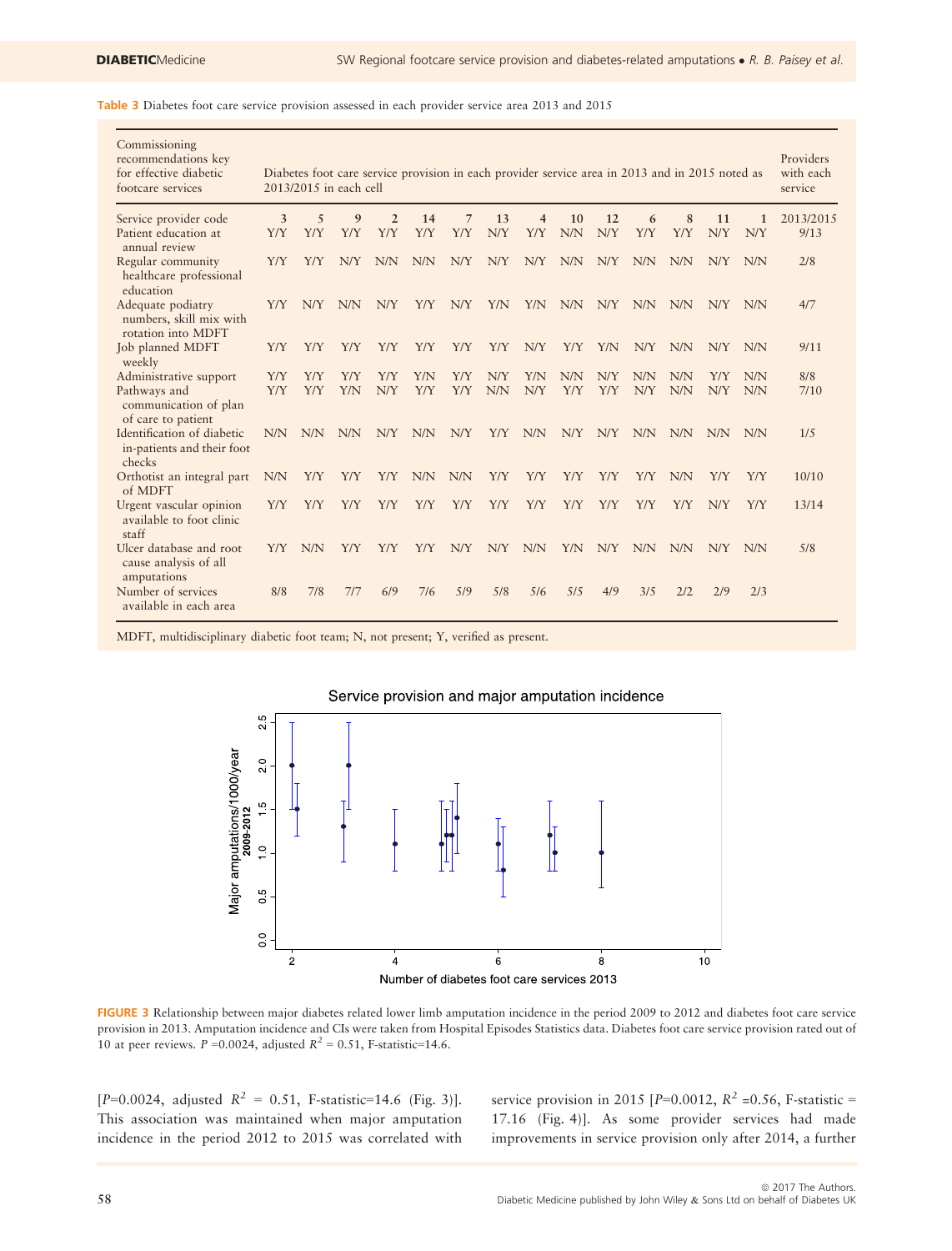**Table 3** Diabetes foot care service provision assessed in each provider service area 2013 and 2015

| Commissioning recommendations key for effective diabetic footcare services | Diabetes foot care service provision in each provider service area in 2013 and in 2015 noted as 2013/2015 in each cell | | | | | | | | | | | | | | Providers with each service |
|---|---|---|---|---|---|---|---|---|---|---|---|---|---|---|---|
| Service provider code | 3 | 5 | 9 | 2 | 14 | 7 | 13 | 4 | 10 | 12 | 6 | 8 | 11 | 1 | 2013/2015 |
| Patient education at annual review | Y/Y | Y/Y | Y/Y | Y/Y | Y/Y | Y/Y | N/Y | Y/Y | N/N | N/Y | Y/Y | Y/Y | N/Y | N/Y | 9/13 |
| Regular community healthcare professional education | Y/Y | Y/Y | N/Y | N/N | N/N | N/Y | N/Y | N/Y | N/N | N/Y | N/N | N/N | N/Y | N/N | 2/8 |
| Adequate podiatry numbers, skill mix with rotation into MDFT | Y/Y | N/Y | N/N | N/Y | Y/Y | N/Y | Y/N | Y/N | N/N | N/Y | N/N | N/N | N/Y | N/N | 4/7 |
| Job planned MDFT weekly | Y/Y | Y/Y | Y/Y | Y/Y | Y/Y | Y/Y | Y/Y | N/Y | Y/Y | Y/N | N/Y | N/N | N/Y | N/N | 9/11 |
| Administrative support | Y/Y | Y/Y | Y/Y | Y/Y | Y/N | Y/Y | N/Y | Y/N | N/N | N/Y | N/N | N/N | Y/Y | N/N | 8/8 |
| Pathways and communication of plan of care to patient | Y/Y | Y/Y | Y/N | N/Y | Y/Y | Y/Y | N/N | N/Y | Y/Y | Y/Y | N/Y | N/N | N/Y | N/N | 7/10 |
| Identification of diabetic in-patients and their foot checks | N/N | N/N | N/N | N/Y | N/N | N/Y | Y/Y | N/N | N/Y | N/Y | N/N | N/N | N/N | N/N | 1/5 |
| Orthotist an integral part of MDFT | N/N | Y/Y | Y/Y | Y/Y | N/N | N/N | Y/Y | Y/Y | Y/Y | Y/Y | Y/Y | N/N | Y/Y | Y/Y | 10/10 |
| Urgent vascular opinion available to foot clinic staff | Y/Y | Y/Y | Y/Y | Y/Y | Y/Y | Y/Y | Y/Y | Y/Y | Y/Y | Y/Y | Y/Y | Y/Y | N/Y | Y/Y | 13/14 |
| Ulcer database and root cause analysis of all amputations | Y/Y | N/N | Y/Y | Y/Y | Y/Y | N/Y | N/Y | N/N | Y/N | N/Y | N/N | N/N | N/Y | N/N | 5/8 |
| Number of services available in each area | 8/8 | 7/8 | 7/7 | 6/9 | 7/6 | 5/9 | 5/8 | 5/6 | 5/5 | 4/9 | 3/5 | 2/2 | 2/9 | 2/3 | |

MDFT, multidisciplinary diabetic foot team; N, not present; Y, verified as present.

**FIGURE 3** Relationship between major diabetes related lower limb amputation incidence in the period 2009 to 2012 and diabetes foot care service provision in 2013. Amputation incidence and CIs were taken from Hospital Episodes Statistics data. Diabetes foot care service provision rated out of 10 at peer reviews. $P$ =0.0024, adjusted $R^2$ = 0.51, F-statistic=14.6.

[$P$=0.0024, adjusted $R^2$ = 0.51, F-statistic=14.6 (Fig. 3)]. This association was maintained when major amputation incidence in the period 2012 to 2015 was correlated with service provision in 2015 [$P$=0.0012, $R^2$ =0.56, F-statistic = 17.16 (Fig. 4)]. As some provider services had made improvements in service provision only after 2014, a further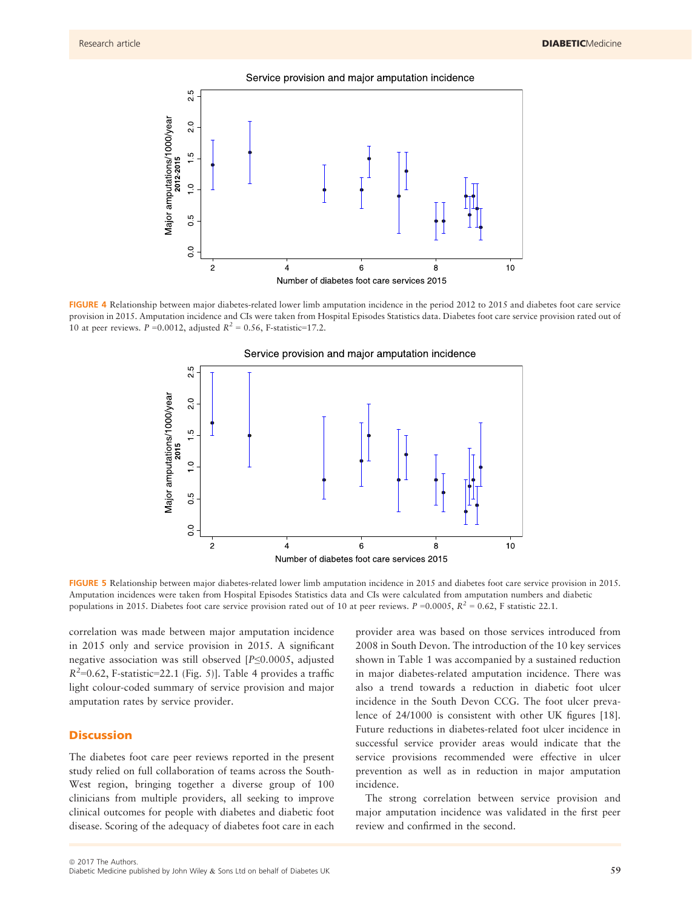**FIGURE 4** Relationship between major diabetes-related lower limb amputation incidence in the period 2012 to 2015 and diabetes foot care service provision in 2015. Amputation incidence and CIs were taken from Hospital Episodes Statistics data. Diabetes foot care service provision rated out of 10 at peer reviews. $P$ =0.0012, adjusted $R^2$ = 0.56, F-statistic=17.2.

**FIGURE 5** Relationship between major diabetes-related lower limb amputation incidence in 2015 and diabetes foot care service provision in 2015. Amputation incidences were taken from Hospital Episodes Statistics data and CIs were calculated from amputation numbers and diabetic populations in 2015. Diabetes foot care service provision rated out of 10 at peer reviews. $P$ =0.0005, $R^2$ = 0.62, F statistic 22.1.

correlation was made between major amputation incidence in 2015 only and service provision in 2015. A significant negative association was still observed [$P \leq 0.0005$, adjusted $R^2$=0.62, F-statistic=22.1 (Fig. 5)]. Table 4 provides a traffic light colour-coded summary of service provision and major amputation rates by service provider.

## Discussion

The diabetes foot care peer reviews reported in the present study relied on full collaboration of teams across the South-West region, bringing together a diverse group of 100 clinicians from multiple providers, all seeking to improve clinical outcomes for people with diabetes and diabetic foot disease. Scoring of the adequacy of diabetes foot care in each provider area was based on those services introduced from 2008 in South Devon. The introduction of the 10 key services shown in Table 1 was accompanied by a sustained reduction in major diabetes-related amputation incidence. There was also a trend towards a reduction in diabetic foot ulcer incidence in the South Devon CCG. The foot ulcer prevalence of 24/1000 is consistent with other UK figures [18]. Future reductions in diabetes-related foot ulcer incidence in successful service provider areas would indicate that the service provisions recommended were effective in ulcer prevention as well as in reduction in major amputation incidence.

The strong correlation between service provision and major amputation incidence was validated in the first peer review and confirmed in the second.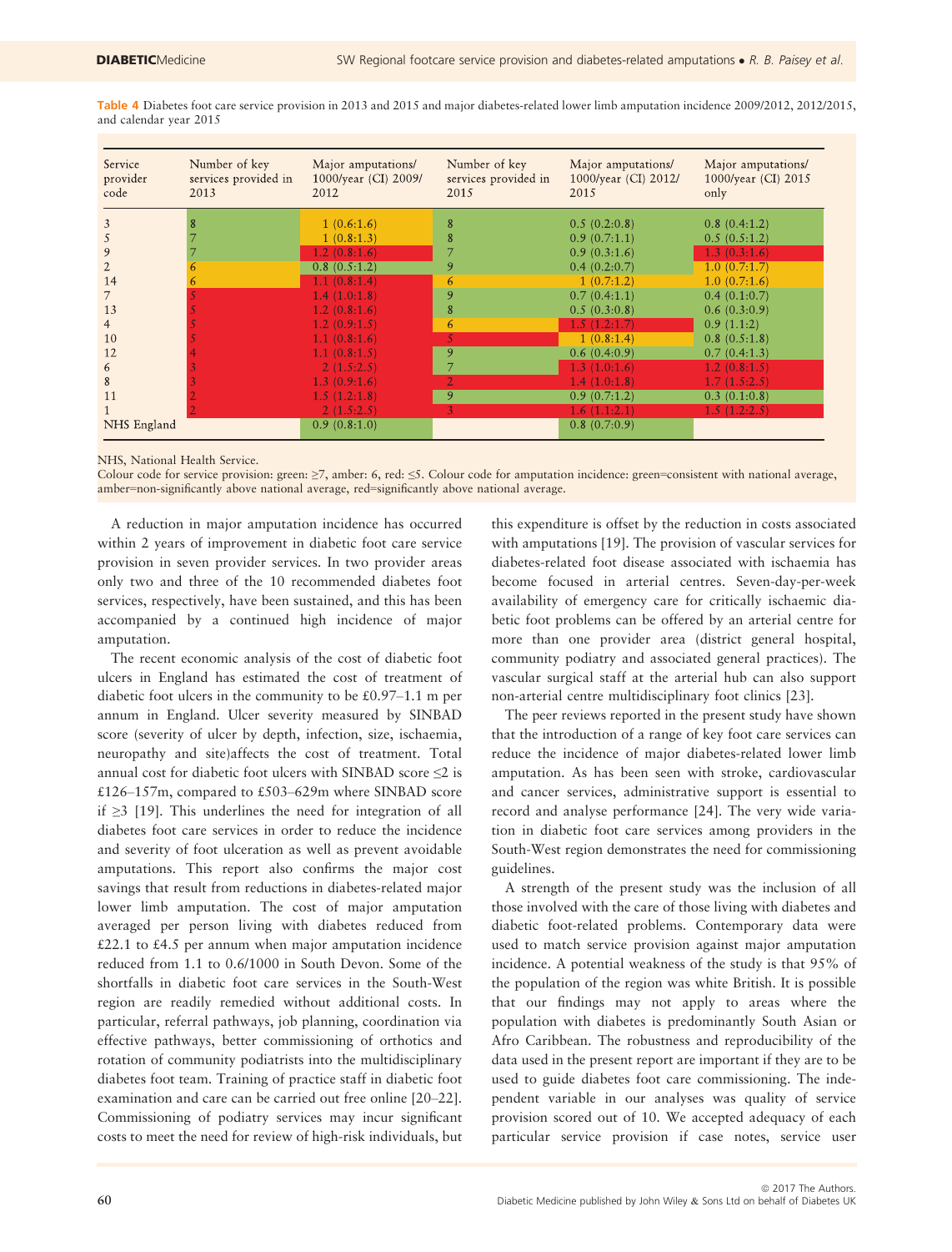**Table 4** Diabetes foot care service provision in 2013 and 2015 and major diabetes-related lower limb amputation incidence 2009/2012, 2012/2015, and calendar year 2015

| Service provider code | Number of key services provided in 2013 | Major amputations/ 1000/year (CI) 2009/ 2012 | Number of key services provided in 2015 | Major amputations/ 1000/year (CI) 2012/ 2015 | Major amputations/ 1000/year (CI) 2015 only |
|---|---|---|---|---|---|
| 3 | 8 | 1 (0.6:1.6) | 8 | 0.5 (0.2:0.8) | 0.8 (0.4:1.2) |
| 5 | 7 | 1 (0.8:1.3) | 8 | 0.9 (0.7:1.1) | 0.5 (0.5:1.2) |
| 9 | 7 | 1.2 (0.8:1.6) | 7 | 0.9 (0.3:1.6) | 1.3 (0.3:1.6) |
| 2 | 6 | 0.8 (0.5:1.2) | 9 | 0.4 (0.2:0.7) | 1.0 (0.7:1.7) |
| 14 | 6 | 1.1 (0.8:1.4) | 6 | 1 (0.7:1.2) | 1.0 (0.7:1.6) |
| 7 | 5 | 1.4 (1.0:1.8) | 9 | 0.7 (0.4:1.1) | 0.4 (0.1:0.7) |
| 13 | 5 | 1.2 (0.8:1.6) | 8 | 0.5 (0.3:0.8) | 0.6 (0.3:0.9) |
| 4 | 5 | 1.2 (0.9:1.5) | 6 | 1.5 (1.2:1.7) | 0.9 (1.1:2) |
| 10 | 5 | 1.1 (0.8:1.6) | 5 | 1 (0.8:1.4) | 0.8 (0.5:1.8) |
| 12 | 4 | 1.1 (0.8:1.5) | 9 | 0.6 (0.4:0.9) | 0.7 (0.4:1.3) |
| 6 | 3 | 2 (1.5:2.5) | 7 | 1.3 (1.0:1.6) | 1.2 (0.8:1.5) |
| 8 | 3 | 1.3 (0.9:1.6) | 2 | 1.4 (1.0:1.8) | 1.7 (1.5:2.5) |
| 11 | 2 | 1.5 (1.2:1.8) | 9 | 0.9 (0.7:1.2) | 0.3 (0.1:0.8) |
| 1 | 2 | 2 (1.5:2.5) | 3 | 1.6 (1.1:2.1) | 1.5 (1.2:2.5) |
| NHS England | | 0.9 (0.8:1.0) | | 0.8 (0.7:0.9) | |

NHS, National Health Service.
Colour code for service provision: green: ≥7, amber: 6, red: ≤5. Colour code for amputation incidence: green=consistent with national average, amber=non-significantly above national average, red=significantly above national average.

A reduction in major amputation incidence has occurred within 2 years of improvement in diabetic foot care service provision in seven provider services. In two provider areas only two and three of the 10 recommended diabetes foot services, respectively, have been sustained, and this has been accompanied by a continued high incidence of major amputation.

The recent economic analysis of the cost of diabetic foot ulcers in England has estimated the cost of treatment of diabetic foot ulcers in the community to be £0.97–1.1 m per annum in England. Ulcer severity measured by SINBAD score (severity of ulcer by depth, infection, size, ischaemia, neuropathy and site)affects the cost of treatment. Total annual cost for diabetic foot ulcers with SINBAD score ≤2 is £126–157m, compared to £503–629m where SINBAD score if ≥3 [19]. This underlines the need for integration of all diabetes foot care services in order to reduce the incidence and severity of foot ulceration as well as prevent avoidable amputations. This report also confirms the major cost savings that result from reductions in diabetes-related major lower limb amputation. The cost of major amputation averaged per person living with diabetes reduced from £22.1 to £4.5 per annum when major amputation incidence reduced from 1.1 to 0.6/1000 in South Devon. Some of the shortfalls in diabetic foot care services in the South-West region are readily remedied without additional costs. In particular, referral pathways, job planning, coordination via effective pathways, better commissioning of orthotics and rotation of community podiatrists into the multidisciplinary diabetes foot team. Training of practice staff in diabetic foot examination and care can be carried out free online [20–22]. Commissioning of podiatry services may incur significant costs to meet the need for review of high-risk individuals, but this expenditure is offset by the reduction in costs associated with amputations [19]. The provision of vascular services for diabetes-related foot disease associated with ischaemia has become focused in arterial centres. Seven-day-per-week availability of emergency care for critically ischaemic diabetic foot problems can be offered by an arterial centre for more than one provider area (district general hospital, community podiatry and associated general practices). The vascular surgical staff at the arterial hub can also support non-arterial centre multidisciplinary foot clinics [23].

The peer reviews reported in the present study have shown that the introduction of a range of key foot care services can reduce the incidence of major diabetes-related lower limb amputation. As has been seen with stroke, cardiovascular and cancer services, administrative support is essential to record and analyse performance [24]. The very wide variation in diabetic foot care services among providers in the South-West region demonstrates the need for commissioning guidelines.

A strength of the present study was the inclusion of all those involved with the care of those living with diabetes and diabetic foot-related problems. Contemporary data were used to match service provision against major amputation incidence. A potential weakness of the study is that 95% of the population of the region was white British. It is possible that our findings may not apply to areas where the population with diabetes is predominantly South Asian or Afro Caribbean. The robustness and reproducibility of the data used in the present report are important if they are to be used to guide diabetes foot care commissioning. The independent variable in our analyses was quality of service provision scored out of 10. We accepted adequacy of each particular service provision if case notes, service user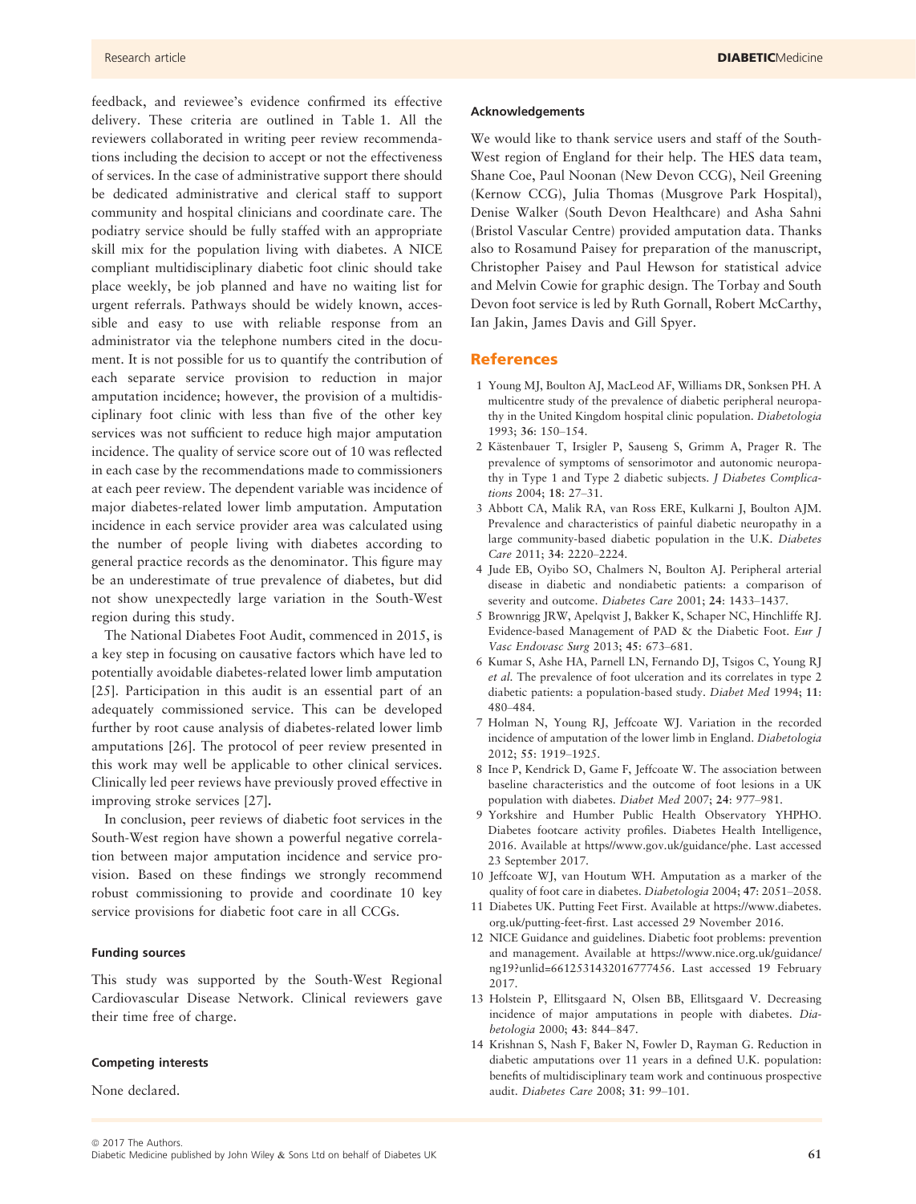feedback, and reviewee's evidence confirmed its effective delivery. These criteria are outlined in Table 1. All the reviewers collaborated in writing peer review recommendations including the decision to accept or not the effectiveness of services. In the case of administrative support there should be dedicated administrative and clerical staff to support community and hospital clinicians and coordinate care. The podiatry service should be fully staffed with an appropriate skill mix for the population living with diabetes. A NICE compliant multidisciplinary diabetic foot clinic should take place weekly, be job planned and have no waiting list for urgent referrals. Pathways should be widely known, accessible and easy to use with reliable response from an administrator via the telephone numbers cited in the document. It is not possible for us to quantify the contribution of each separate service provision to reduction in major amputation incidence; however, the provision of a multidisciplinary foot clinic with less than five of the other key services was not sufficient to reduce high major amputation incidence. The quality of service score out of 10 was reflected in each case by the recommendations made to commissioners at each peer review. The dependent variable was incidence of major diabetes-related lower limb amputation. Amputation incidence in each service provider area was calculated using the number of people living with diabetes according to general practice records as the denominator. This figure may be an underestimate of true prevalence of diabetes, but did not show unexpectedly large variation in the South-West region during this study.

The National Diabetes Foot Audit, commenced in 2015, is a key step in focusing on causative factors which have led to potentially avoidable diabetes-related lower limb amputation [25]. Participation in this audit is an essential part of an adequately commissioned service. This can be developed further by root cause analysis of diabetes-related lower limb amputations [26]. The protocol of peer review presented in this work may well be applicable to other clinical services. Clinically led peer reviews have previously proved effective in improving stroke services [27].

In conclusion, peer reviews of diabetic foot services in the South-West region have shown a powerful negative correlation between major amputation incidence and service provision. Based on these findings we strongly recommend robust commissioning to provide and coordinate 10 key service provisions for diabetic foot care in all CCGs.

#### Funding sources

This study was supported by the South-West Regional Cardiovascular Disease Network. Clinical reviewers gave their time free of charge.

#### Competing interests

None declared.

#### Acknowledgements

We would like to thank service users and staff of the South-West region of England for their help. The HES data team, Shane Coe, Paul Noonan (New Devon CCG), Neil Greening (Kernow CCG), Julia Thomas (Musgrove Park Hospital), Denise Walker (South Devon Healthcare) and Asha Sahni (Bristol Vascular Centre) provided amputation data. Thanks also to Rosamund Paisey for preparation of the manuscript, Christopher Paisey and Paul Hewson for statistical advice and Melvin Cowie for graphic design. The Torbay and South Devon foot service is led by Ruth Gornall, Robert McCarthy, Ian Jakin, James Davis and Gill Spyer.

## References

1 Young MJ, Boulton AJ, MacLeod AF, Williams DR, Sonksen PH. A multicentre study of the prevalence of diabetic peripheral neuropathy in the United Kingdom hospital clinic population. *Diabetologia* 1993; **36**: 150–154.

2 Kästenbauer T, Irsigler P, Sauseng S, Grimm A, Prager R. The prevalence of symptoms of sensorimotor and autonomic neuropathy in Type 1 and Type 2 diabetic subjects. *J Diabetes Complications* 2004; **18**: 27–31.

3 Abbott CA, Malik RA, van Ross ERE, Kulkarni J, Boulton AJM. Prevalence and characteristics of painful diabetic neuropathy in a large community-based diabetic population in the U.K. *Diabetes Care* 2011; **34**: 2220–2224.

4 Jude EB, Oyibo SO, Chalmers N, Boulton AJ. Peripheral arterial disease in diabetic and nondiabetic patients: a comparison of severity and outcome. *Diabetes Care* 2001; **24**: 1433–1437.

5 Brownrigg JRW, Apelqvist J, Bakker K, Schaper NC, Hinchliffe RJ. Evidence-based Management of PAD & the Diabetic Foot. *Eur J Vasc Endovasc Surg* 2013; **45**: 673–681.

6 Kumar S, Ashe HA, Parnell LN, Fernando DJ, Tsigos C, Young RJ *et al.* The prevalence of foot ulceration and its correlates in type 2 diabetic patients: a population-based study. *Diabet Med* 1994; **11**: 480–484.

7 Holman N, Young RJ, Jeffcoate WJ. Variation in the recorded incidence of amputation of the lower limb in England. *Diabetologia* 2012; **55**: 1919–1925.

8 Ince P, Kendrick D, Game F, Jeffcoate W. The association between baseline characteristics and the outcome of foot lesions in a UK population with diabetes. *Diabet Med* 2007; **24**: 977–981.

9 Yorkshire and Humber Public Health Observatory YHPHO. Diabetes footcare activity profiles. Diabetes Health Intelligence, 2016. Available at https//www.gov.uk/guidance/phe. Last accessed 23 September 2017.

10 Jeffcoate WJ, van Houtum WH. Amputation as a marker of the quality of foot care in diabetes. *Diabetologia* 2004; **47**: 2051–2058.

11 Diabetes UK. Putting Feet First. Available at https://www.diabetes.org.uk/putting-feet-first. Last accessed 29 November 2016.

12 NICE Guidance and guidelines. Diabetic foot problems: prevention and management. Available at https://www.nice.org.uk/guidance/ng19?unlid=6612531432016777456. Last accessed 19 February 2017.

13 Holstein P, Ellitsgaard N, Olsen BB, Ellitsgaard V. Decreasing incidence of major amputations in people with diabetes. *Diabetologia* 2000; **43**: 844–847.

14 Krishnan S, Nash F, Baker N, Fowler D, Rayman G. Reduction in diabetic amputations over 11 years in a defined U.K. population: benefits of multidisciplinary team work and continuous prospective audit. *Diabetes Care* 2008; **31**: 99–101.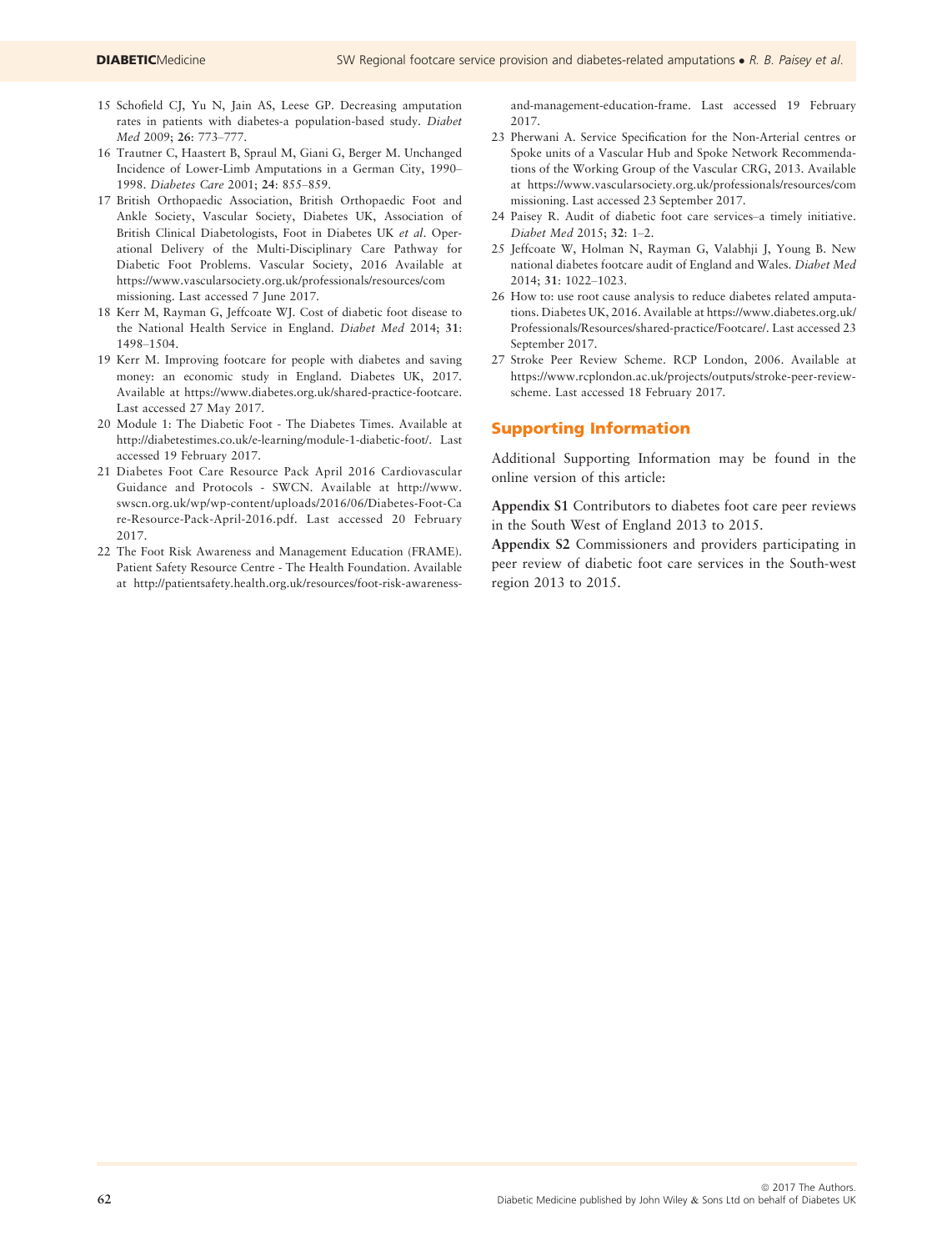15 Schofield CJ, Yu N, Jain AS, Leese GP. Decreasing amputation rates in patients with diabetes-a population-based study. *Diabet Med* 2009; **26**: 773–777.

16 Trautner C, Haastert B, Spraul M, Giani G, Berger M. Unchanged Incidence of Lower-Limb Amputations in a German City, 1990–1998. *Diabetes Care* 2001; **24**: 855–859.

17 British Orthopaedic Association, British Orthopaedic Foot and Ankle Society, Vascular Society, Diabetes UK, Association of British Clinical Diabetologists, Foot in Diabetes UK *et al*. Operational Delivery of the Multi-Disciplinary Care Pathway for Diabetic Foot Problems. Vascular Society, 2016 Available at https://www.vascularsociety.org.uk/professionals/resources/commissioning. Last accessed 7 June 2017.

18 Kerr M, Rayman G, Jeffcoate WJ. Cost of diabetic foot disease to the National Health Service in England. *Diabet Med* 2014; **31**: 1498–1504.

19 Kerr M. Improving footcare for people with diabetes and saving money: an economic study in England. Diabetes UK, 2017. Available at https://www.diabetes.org.uk/shared-practice-footcare. Last accessed 27 May 2017.

20 Module 1: The Diabetic Foot - The Diabetes Times. Available at http://diabetestimes.co.uk/e-learning/module-1-diabetic-foot/. Last accessed 19 February 2017.

21 Diabetes Foot Care Resource Pack April 2016 Cardiovascular Guidance and Protocols - SWCN. Available at http://www.swscn.org.uk/wp/wp-content/uploads/2016/06/Diabetes-Foot-Care-Resource-Pack-April-2016.pdf. Last accessed 20 February 2017.

22 The Foot Risk Awareness and Management Education (FRAME). Patient Safety Resource Centre - The Health Foundation. Available at http://patientsafety.health.org.uk/resources/foot-risk-awareness-and-management-education-frame. Last accessed 19 February 2017.

23 Pherwani A. Service Specification for the Non-Arterial centres or Spoke units of a Vascular Hub and Spoke Network Recommendations of the Working Group of the Vascular CRG, 2013. Available at https://www.vascularsociety.org.uk/professionals/resources/commissioning. Last accessed 23 September 2017.

24 Paisey R. Audit of diabetic foot care services–a timely initiative. *Diabet Med* 2015; **32**: 1–2.

25 Jeffcoate W, Holman N, Rayman G, Valabhji J, Young B. New national diabetes footcare audit of England and Wales. *Diabet Med* 2014; **31**: 1022–1023.

26 How to: use root cause analysis to reduce diabetes related amputations. Diabetes UK, 2016. Available at https://www.diabetes.org.uk/Professionals/Resources/shared-practice/Footcare/. Last accessed 23 September 2017.

27 Stroke Peer Review Scheme. RCP London, 2006. Available at https://www.rcplondon.ac.uk/projects/outputs/stroke-peer-review-scheme. Last accessed 18 February 2017.

## Supporting Information

Additional Supporting Information may be found in the online version of this article:

**Appendix S1** Contributors to diabetes foot care peer reviews in the South West of England 2013 to 2015.

**Appendix S2** Commissioners and providers participating in peer review of diabetic foot care services in the South-west region 2013 to 2015.